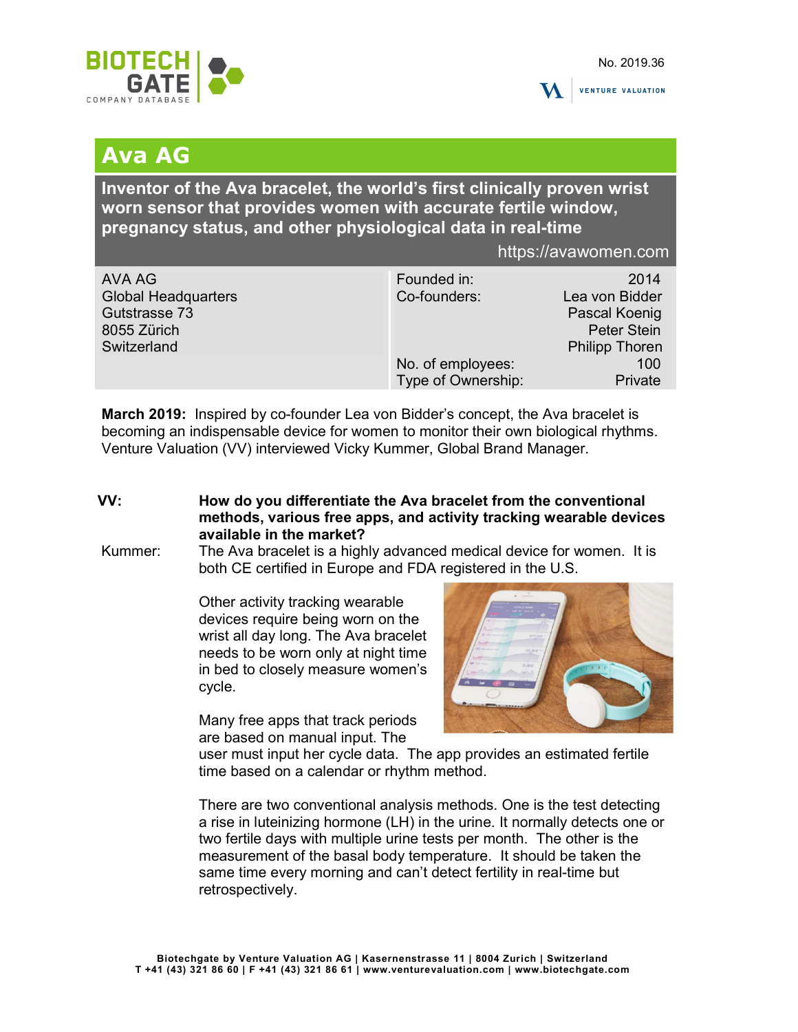No. 2019.36

# Ava AG

**Inventor of the Ava bracelet, the world's first clinically proven wrist worn sensor that provides women with accurate fertile window, pregnancy status, and other physiological data in real-time**

https://avawomen.com

| AVA AG | Founded in: | 2014 |
|---|---|---|
| Global Headquarters | Co-founders: | Lea von Bidder |
| Gutstrasse 73 | | Pascal Koenig |
| 8055 Zürich | | Peter Stein |
| Switzerland | | Philipp Thoren |
| | No. of employees: | 100 |
| | Type of Ownership: | Private |

**March 2019:** Inspired by co-founder Lea von Bidder's concept, the Ava bracelet is becoming an indispensable device for women to monitor their own biological rhythms. Venture Valuation (VV) interviewed Vicky Kummer, Global Brand Manager.

**VV:** **How do you differentiate the Ava bracelet from the conventional methods, various free apps, and activity tracking wearable devices available in the market?**

Kummer: The Ava bracelet is a highly advanced medical device for women. It is both CE certified in Europe and FDA registered in the U.S.

Other activity tracking wearable devices require being worn on the wrist all day long. The Ava bracelet needs to be worn only at night time in bed to closely measure women's cycle.

Many free apps that track periods are based on manual input. The user must input her cycle data. The app provides an estimated fertile time based on a calendar or rhythm method.

There are two conventional analysis methods. One is the test detecting a rise in luteinizing hormone (LH) in the urine. It normally detects one or two fertile days with multiple urine tests per month. The other is the measurement of the basal body temperature. It should be taken the same time every morning and can't detect fertility in real-time but retrospectively.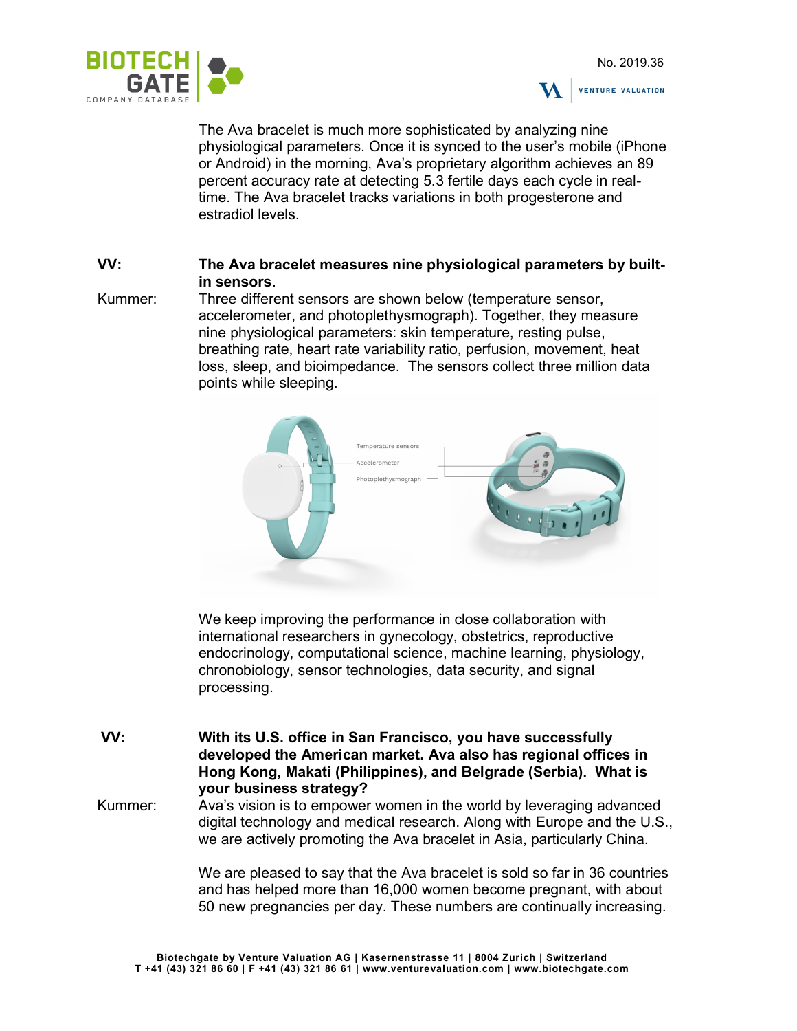The Ava bracelet is much more sophisticated by analyzing nine physiological parameters. Once it is synced to the user's mobile (iPhone or Android) in the morning, Ava's proprietary algorithm achieves an 89 percent accuracy rate at detecting 5.3 fertile days each cycle in real-time. The Ava bracelet tracks variations in both progesterone and estradiol levels.

**VV: The Ava bracelet measures nine physiological parameters by built-in sensors.**

Kummer: Three different sensors are shown below (temperature sensor, accelerometer, and photoplethysmograph). Together, they measure nine physiological parameters: skin temperature, resting pulse, breathing rate, heart rate variability ratio, perfusion, movement, heat loss, sleep, and bioimpedance. The sensors collect three million data points while sleeping.

We keep improving the performance in close collaboration with international researchers in gynecology, obstetrics, reproductive endocrinology, computational science, machine learning, physiology, chronobiology, sensor technologies, data security, and signal processing.

**VV: With its U.S. office in San Francisco, you have successfully developed the American market. Ava also has regional offices in Hong Kong, Makati (Philippines), and Belgrade (Serbia). What is your business strategy?**

Kummer: Ava's vision is to empower women in the world by leveraging advanced digital technology and medical research. Along with Europe and the U.S., we are actively promoting the Ava bracelet in Asia, particularly China.

We are pleased to say that the Ava bracelet is sold so far in 36 countries and has helped more than 16,000 women become pregnant, with about 50 new pregnancies per day. These numbers are continually increasing.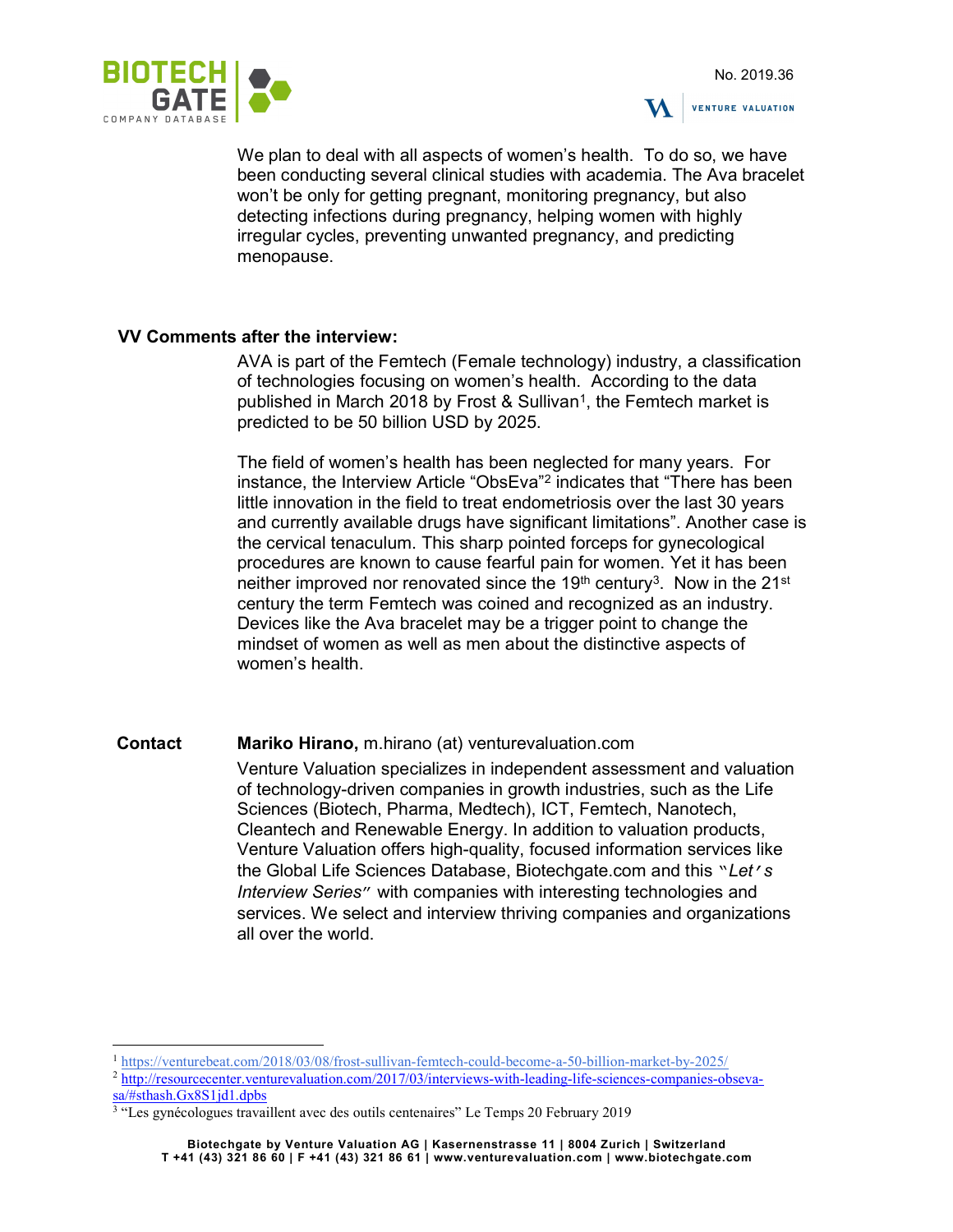We plan to deal with all aspects of women's health. To do so, we have been conducting several clinical studies with academia. The Ava bracelet won't be only for getting pregnant, monitoring pregnancy, but also detecting infections during pregnancy, helping women with highly irregular cycles, preventing unwanted pregnancy, and predicting menopause.

**VV Comments after the interview:**

AVA is part of the Femtech (Female technology) industry, a classification of technologies focusing on women's health. According to the data published in March 2018 by Frost & Sullivan[1], the Femtech market is predicted to be 50 billion USD by 2025.

The field of women's health has been neglected for many years. For instance, the Interview Article "ObsEva"[2] indicates that "There has been little innovation in the field to treat endometriosis over the last 30 years and currently available drugs have significant limitations". Another case is the cervical tenaculum. This sharp pointed forceps for gynecological procedures are known to cause fearful pain for women. Yet it has been neither improved nor renovated since the 19th century[3]. Now in the 21st century the term Femtech was coined and recognized as an industry. Devices like the Ava bracelet may be a trigger point to change the mindset of women as well as men about the distinctive aspects of women's health.

**Contact** **Mariko Hirano,** m.hirano (at) venturevaluation.com

Venture Valuation specializes in independent assessment and valuation of technology-driven companies in growth industries, such as the Life Sciences (Biotech, Pharma, Medtech), ICT, Femtech, Nanotech, Cleantech and Renewable Energy. In addition to valuation products, Venture Valuation offers high-quality, focused information services like the Global Life Sciences Database, Biotechgate.com and this "*Let's Interview Series*" with companies with interesting technologies and services. We select and interview thriving companies and organizations all over the world.

---

[1] https://venturebeat.com/2018/03/08/frost-sullivan-femtech-could-become-a-50-billion-market-by-2025/

[2] http://resourcecenter.venturevaluation.com/2017/03/interviews-with-leading-life-sciences-companies-obseva-sa/#sthash.Gx8S1jd1.dpbs

[3] "Les gynécologues travaillent avec des outils centenaires" Le Temps 20 February 2019

Biotechgate by Venture Valuation AG | Kasernenstrasse 11 | 8004 Zurich | Switzerland
T +41 (43) 321 86 60 | F +41 (43) 321 86 61 | www.venturevaluation.com | www.biotechgate.com